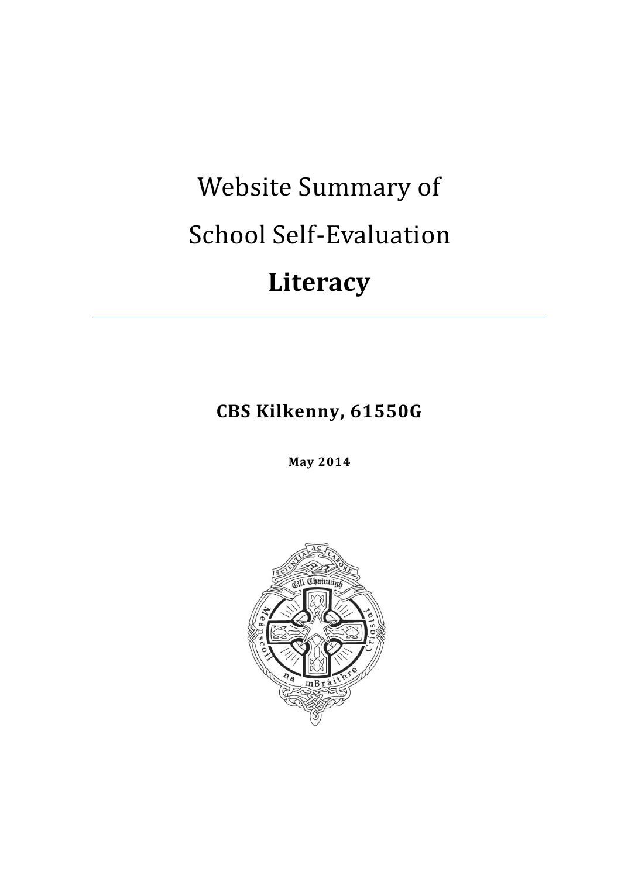# Website Summary of School Self-Evaluation

# **Literacy**

---

**CBS Kilkenny, 61550G**

**May 2014**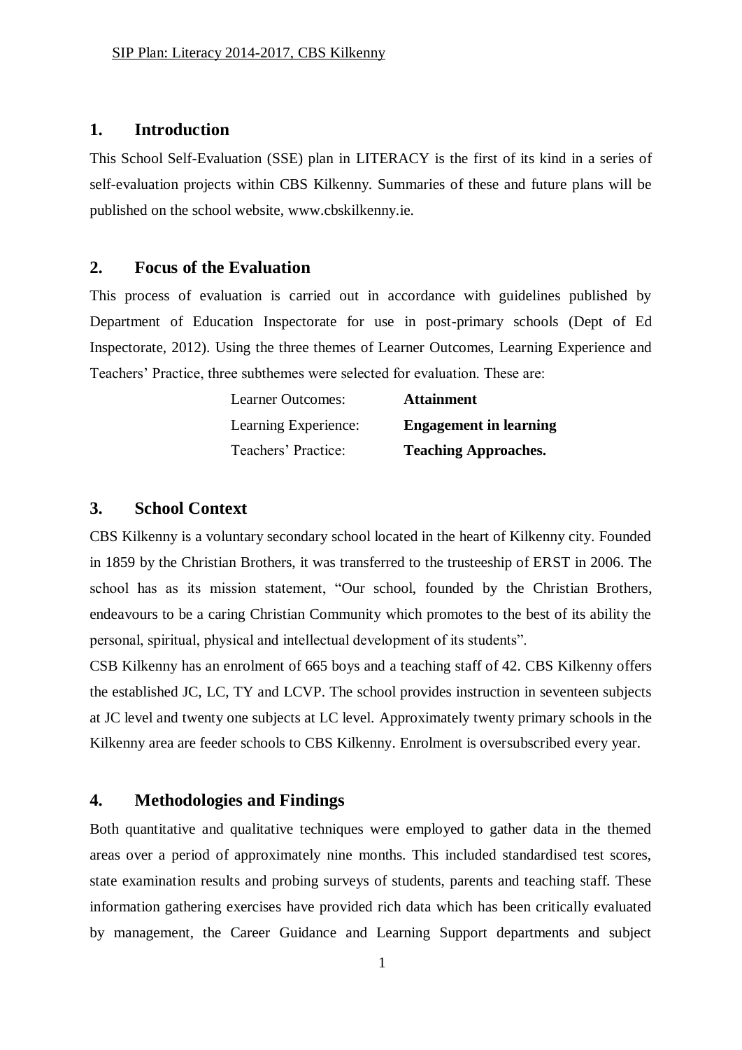## 1. Introduction

This School Self-Evaluation (SSE) plan in LITERACY is the first of its kind in a series of self-evaluation projects within CBS Kilkenny. Summaries of these and future plans will be published on the school website, www.cbskilkenny.ie.

## 2. Focus of the Evaluation

This process of evaluation is carried out in accordance with guidelines published by Department of Education Inspectorate for use in post-primary schools (Dept of Ed Inspectorate, 2012). Using the three themes of Learner Outcomes, Learning Experience and Teachers' Practice, three subthemes were selected for evaluation. These are:

| | |
|---|---|
| Learner Outcomes: | **Attainment** |
| Learning Experience: | **Engagement in learning** |
| Teachers' Practice: | **Teaching Approaches.** |

## 3. School Context

CBS Kilkenny is a voluntary secondary school located in the heart of Kilkenny city. Founded in 1859 by the Christian Brothers, it was transferred to the trusteeship of ERST in 2006. The school has as its mission statement, "Our school, founded by the Christian Brothers, endeavours to be a caring Christian Community which promotes to the best of its ability the personal, spiritual, physical and intellectual development of its students".

CSB Kilkenny has an enrolment of 665 boys and a teaching staff of 42. CBS Kilkenny offers the established JC, LC, TY and LCVP. The school provides instruction in seventeen subjects at JC level and twenty one subjects at LC level. Approximately twenty primary schools in the Kilkenny area are feeder schools to CBS Kilkenny. Enrolment is oversubscribed every year.

## 4. Methodologies and Findings

Both quantitative and qualitative techniques were employed to gather data in the themed areas over a period of approximately nine months. This included standardised test scores, state examination results and probing surveys of students, parents and teaching staff. These information gathering exercises have provided rich data which has been critically evaluated by management, the Career Guidance and Learning Support departments and subject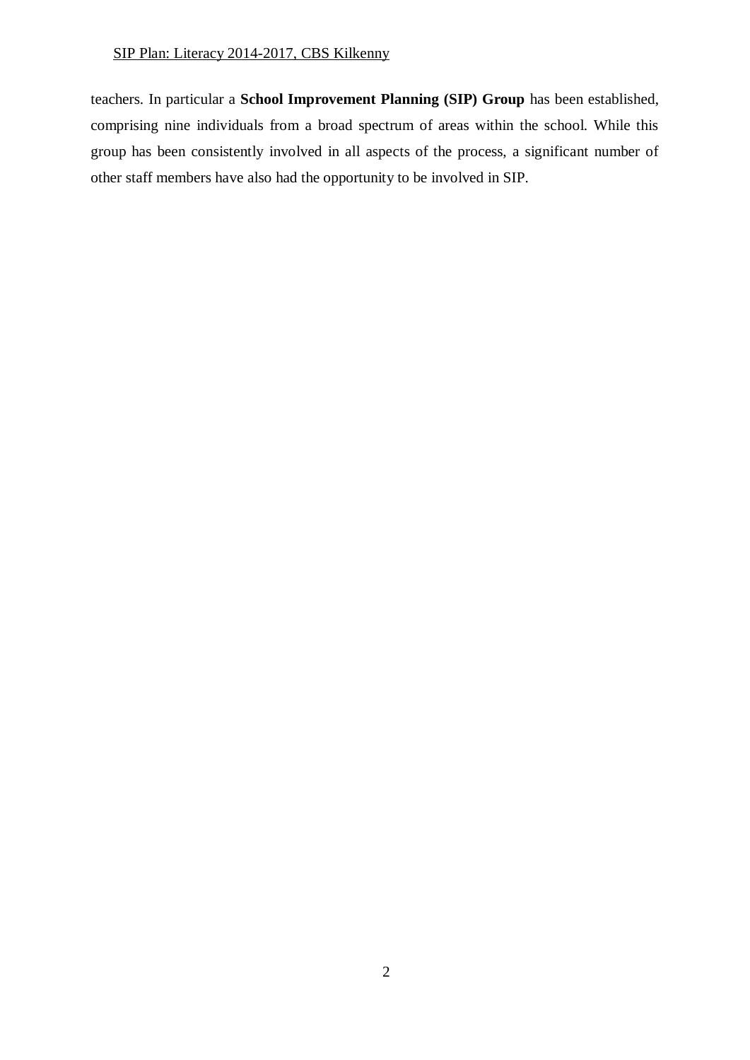teachers. In particular a **School Improvement Planning (SIP) Group** has been established, comprising nine individuals from a broad spectrum of areas within the school. While this group has been consistently involved in all aspects of the process, a significant number of other staff members have also had the opportunity to be involved in SIP.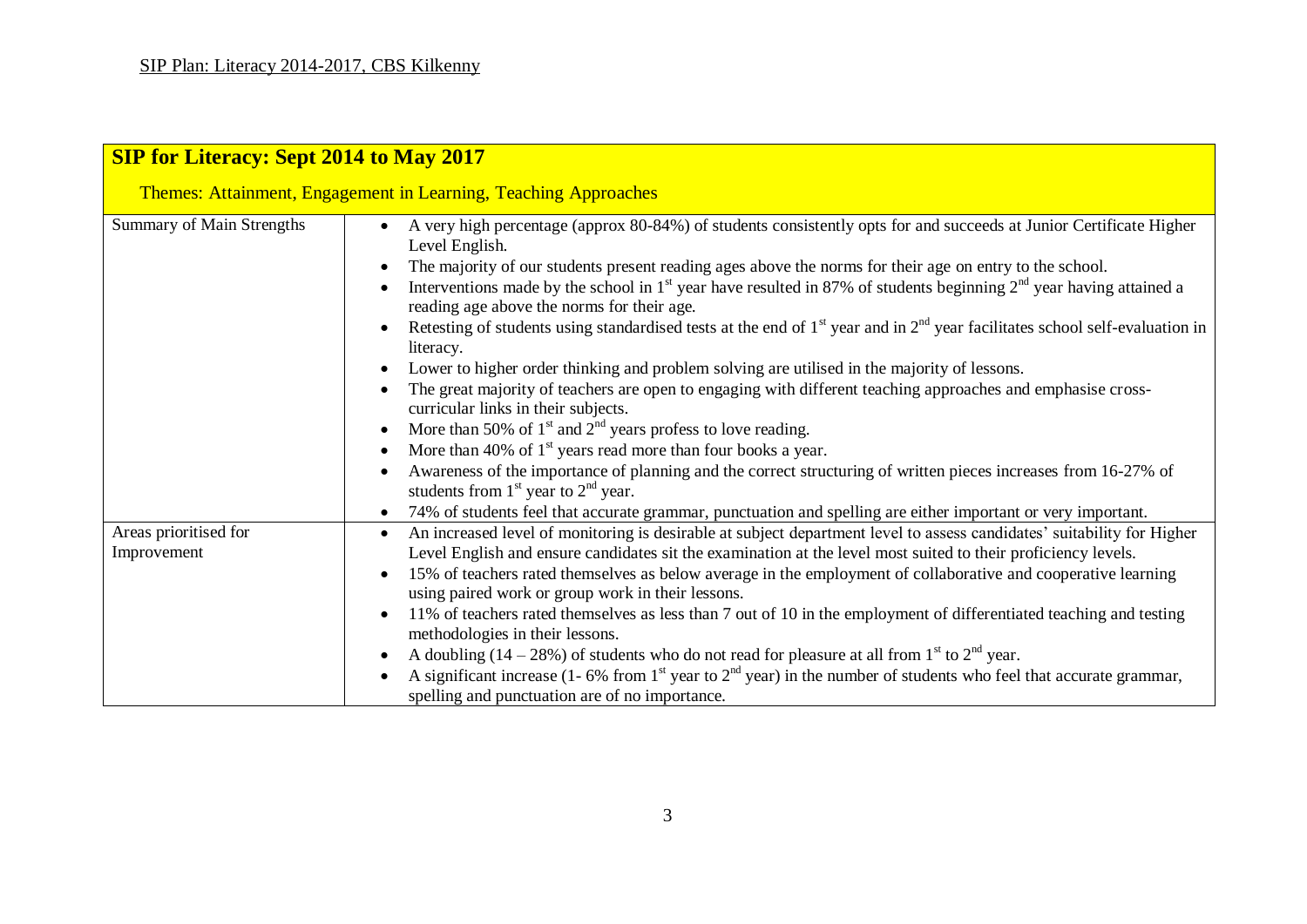SIP Plan: Literacy 2014-2017, CBS Kilkenny

| **SIP for Literacy: Sept 2014 to May 2017** | |
|---|---|
| Themes: Attainment, Engagement in Learning, Teaching Approaches | |
| Summary of Main Strengths | • A very high percentage (approx 80-84%) of students consistently opts for and succeeds at Junior Certificate Higher Level English.<br>• The majority of our students present reading ages above the norms for their age on entry to the school.<br>• Interventions made by the school in 1st year have resulted in 87% of students beginning 2nd year having attained a reading age above the norms for their age.<br>• Retesting of students using standardised tests at the end of 1st year and in 2nd year facilitates school self-evaluation in literacy.<br>• Lower to higher order thinking and problem solving are utilised in the majority of lessons.<br>• The great majority of teachers are open to engaging with different teaching approaches and emphasise cross-curricular links in their subjects.<br>• More than 50% of 1st and 2nd years profess to love reading.<br>• More than 40% of 1st years read more than four books a year.<br>• Awareness of the importance of planning and the correct structuring of written pieces increases from 16-27% of students from 1st year to 2nd year.<br>• 74% of students feel that accurate grammar, punctuation and spelling are either important or very important. |
| Areas prioritised for Improvement | • An increased level of monitoring is desirable at subject department level to assess candidates' suitability for Higher Level English and ensure candidates sit the examination at the level most suited to their proficiency levels.<br>• 15% of teachers rated themselves as below average in the employment of collaborative and cooperative learning using paired work or group work in their lessons.<br>• 11% of teachers rated themselves as less than 7 out of 10 in the employment of differentiated teaching and testing methodologies in their lessons.<br>• A doubling (14 – 28%) of students who do not read for pleasure at all from 1st to 2nd year.<br>• A significant increase (1- 6% from 1st year to 2nd year) in the number of students who feel that accurate grammar, spelling and punctuation are of no importance. |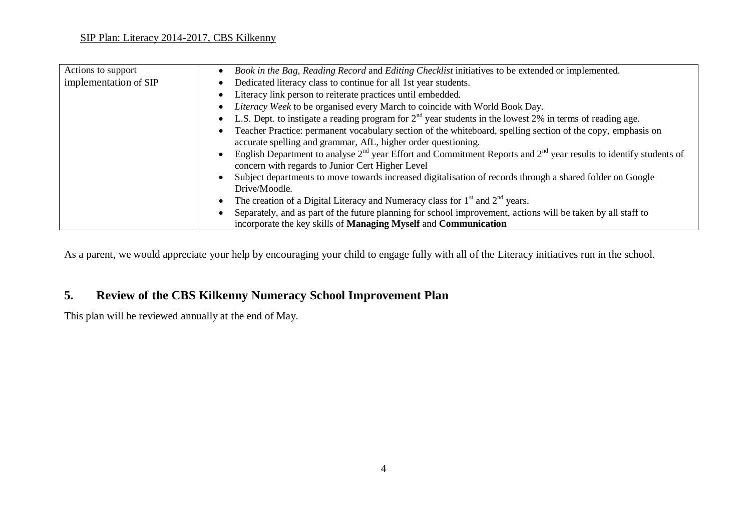| | |
|---|---|
| Actions to support implementation of SIP | • *Book in the Bag, Reading Record* and *Editing Checklist* initiatives to be extended or implemented.<br>• Dedicated literacy class to continue for all 1st year students.<br>• Literacy link person to reiterate practices until embedded.<br>• *Literacy Week* to be organised every March to coincide with World Book Day.<br>• L.S. Dept. to instigate a reading program for 2nd year students in the lowest 2% in terms of reading age.<br>• Teacher Practice: permanent vocabulary section of the whiteboard, spelling section of the copy, emphasis on accurate spelling and grammar, AfL, higher order questioning.<br>• English Department to analyse 2nd year Effort and Commitment Reports and 2nd year results to identify students of concern with regards to Junior Cert Higher Level<br>• Subject departments to move towards increased digitalisation of records through a shared folder on Google Drive/Moodle.<br>• The creation of a Digital Literacy and Numeracy class for 1st and 2nd years.<br>• Separately, and as part of the future planning for school improvement, actions will be taken by all staff to incorporate the key skills of **Managing Myself** and **Communication** |

As a parent, we would appreciate your help by encouraging your child to engage fully with all of the Literacy initiatives run in the school.

## 5. Review of the CBS Kilkenny Numeracy School Improvement Plan

This plan will be reviewed annually at the end of May.